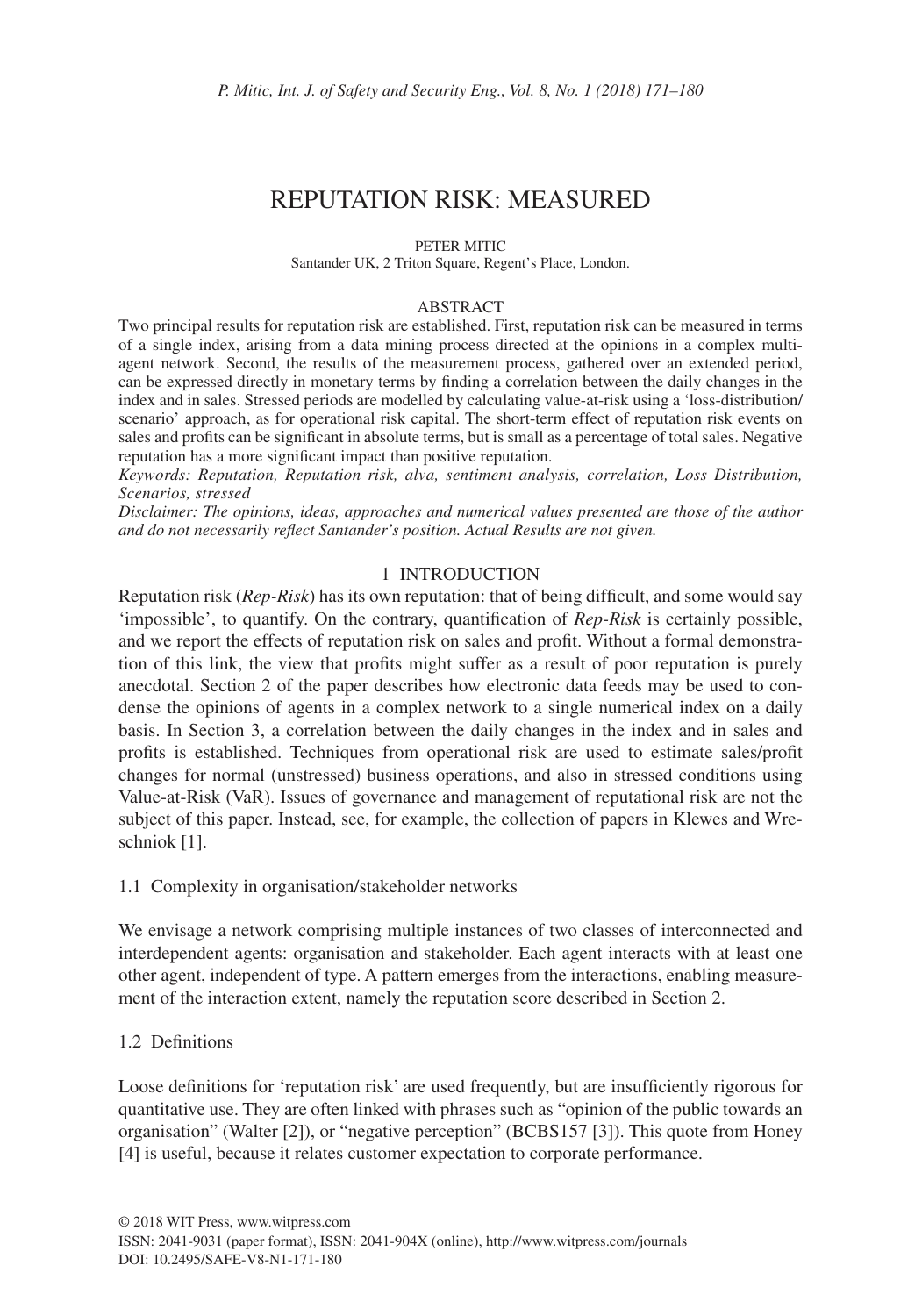# REPUTATION RISK: MEASURED

PETER MITIC

Santander UK, 2 Triton Square, Regent's Place, London.

## ABSTRACT

Two principal results for reputation risk are established. First, reputation risk can be measured in terms of a single index, arising from a data mining process directed at the opinions in a complex multi-agent network. Second, the results of the measurement process, gathered over an extended period, can be expressed directly in monetary terms by finding a correlation between the daily changes in the index and in sales. Stressed periods are modelled by calculating value-at-risk using a 'loss-distribution/scenario' approach, as for operational risk capital. The short-term effect of reputation risk events on sales and profits can be significant in absolute terms, but is small as a percentage of total sales. Negative reputation has a more significant impact than positive reputation.

*Keywords: Reputation, Reputation risk, alva, sentiment analysis, correlation, Loss Distribution, Scenarios, stressed*

*Disclaimer: The opinions, ideas, approaches and numerical values presented are those of the author and do not necessarily reflect Santander's position. Actual Results are not given.*

## 1 INTRODUCTION

Reputation risk (*Rep-Risk*) has its own reputation: that of being difficult, and some would say 'impossible', to quantify. On the contrary, quantification of *Rep-Risk* is certainly possible, and we report the effects of reputation risk on sales and profit. Without a formal demonstration of this link, the view that profits might suffer as a result of poor reputation is purely anecdotal. Section 2 of the paper describes how electronic data feeds may be used to condense the opinions of agents in a complex network to a single numerical index on a daily basis. In Section 3, a correlation between the daily changes in the index and in sales and profits is established. Techniques from operational risk are used to estimate sales/profit changes for normal (unstressed) business operations, and also in stressed conditions using Value-at-Risk (VaR). Issues of governance and management of reputational risk are not the subject of this paper. Instead, see, for example, the collection of papers in Klewes and Wreschniok [1].

### 1.1 Complexity in organisation/stakeholder networks

We envisage a network comprising multiple instances of two classes of interconnected and interdependent agents: organisation and stakeholder. Each agent interacts with at least one other agent, independent of type. A pattern emerges from the interactions, enabling measurement of the interaction extent, namely the reputation score described in Section 2.

### 1.2 Definitions

Loose definitions for 'reputation risk' are used frequently, but are insufficiently rigorous for quantitative use. They are often linked with phrases such as "opinion of the public towards an organisation" (Walter [2]), or "negative perception" (BCBS157 [3]). This quote from Honey [4] is useful, because it relates customer expectation to corporate performance.

© 2018 WIT Press, www.witpress.com

ISSN: 2041-9031 (paper format), ISSN: 2041-904X (online), http://www.witpress.com/journals

DOI: 10.2495/SAFE-V8-N1-171-180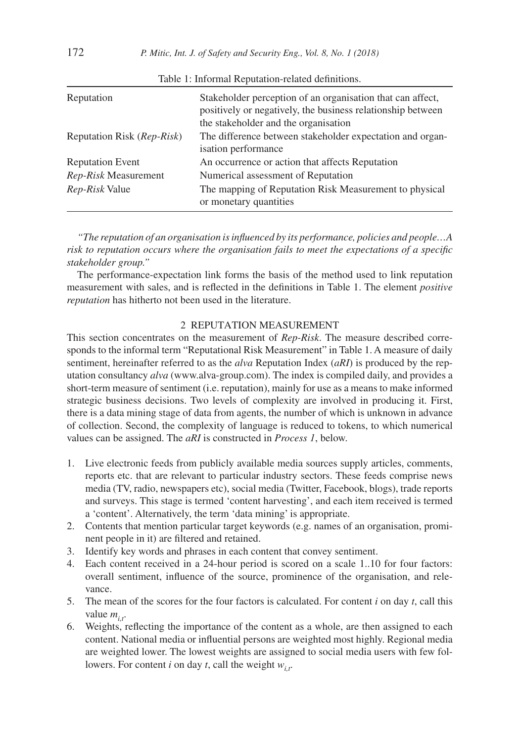Table 1: Informal Reputation-related definitions.

| | |
|---|---|
| Reputation | Stakeholder perception of an organisation that can affect, positively or negatively, the business relationship between the stakeholder and the organisation |
| Reputation Risk (*Rep-Risk*) | The difference between stakeholder expectation and organisation performance |
| Reputation Event | An occurrence or action that affects Reputation |
| *Rep-Risk* Measurement | Numerical assessment of Reputation |
| *Rep-Risk* Value | The mapping of Reputation Risk Measurement to physical or monetary quantities |

*"The reputation of an organisation is influenced by its performance, policies and people…A risk to reputation occurs where the organisation fails to meet the expectations of a specific stakeholder group."*

The performance-expectation link forms the basis of the method used to link reputation measurement with sales, and is reflected in the definitions in Table 1. The element *positive reputation* has hitherto not been used in the literature.

## 2 REPUTATION MEASUREMENT

This section concentrates on the measurement of *Rep-Risk*. The measure described corresponds to the informal term "Reputational Risk Measurement" in Table 1. A measure of daily sentiment, hereinafter referred to as the *alva* Reputation Index (*aRI*) is produced by the reputation consultancy *alva* (www.alva-group.com). The index is compiled daily, and provides a short-term measure of sentiment (i.e. reputation), mainly for use as a means to make informed strategic business decisions. Two levels of complexity are involved in producing it. First, there is a data mining stage of data from agents, the number of which is unknown in advance of collection. Second, the complexity of language is reduced to tokens, to which numerical values can be assigned. The *aRI* is constructed in *Process 1*, below.

1. Live electronic feeds from publicly available media sources supply articles, comments, reports etc. that are relevant to particular industry sectors. These feeds comprise news media (TV, radio, newspapers etc), social media (Twitter, Facebook, blogs), trade reports and surveys. This stage is termed 'content harvesting', and each item received is termed a 'content'. Alternatively, the term 'data mining' is appropriate.
2. Contents that mention particular target keywords (e.g. names of an organisation, prominent people in it) are filtered and retained.
3. Identify key words and phrases in each content that convey sentiment.
4. Each content received in a 24-hour period is scored on a scale 1..10 for four factors: overall sentiment, influence of the source, prominence of the organisation, and relevance.
5. The mean of the scores for the four factors is calculated. For content $i$ on day $t$, call this value $m_{i,t}$.
6. Weights, reflecting the importance of the content as a whole, are then assigned to each content. National media or influential persons are weighted most highly. Regional media are weighted lower. The lowest weights are assigned to social media users with few followers. For content $i$ on day $t$, call the weight $w_{i,t}$.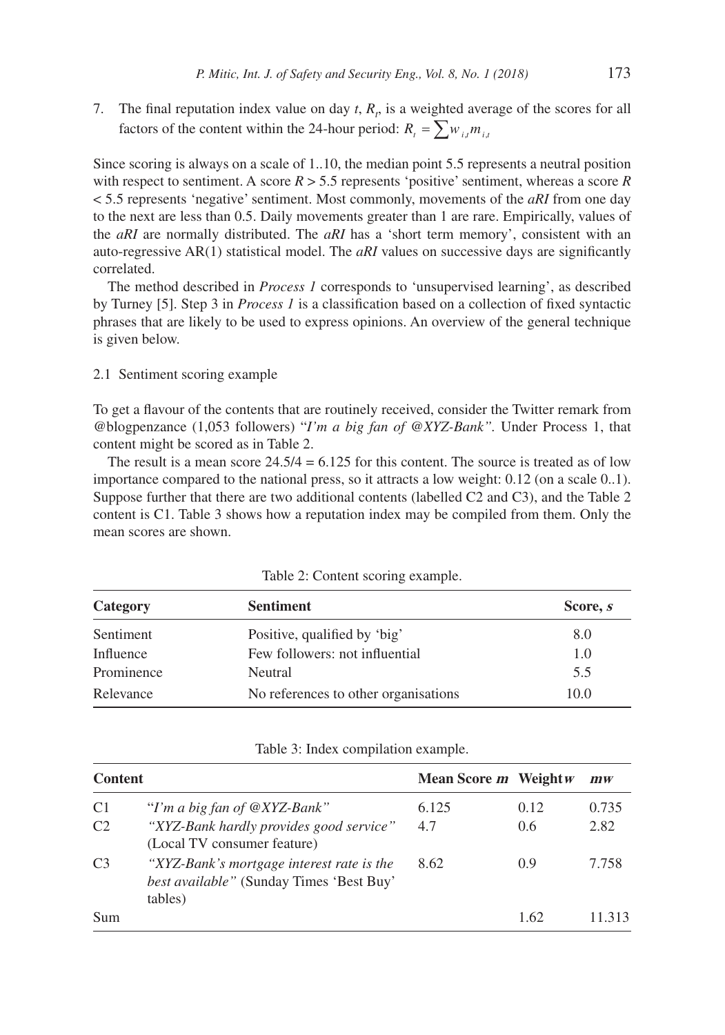7. The final reputation index value on day $t$, $R_t$, is a weighted average of the scores for all factors of the content within the 24-hour period: $R_t = \sum w_{i,t} m_{i,t}$

Since scoring is always on a scale of 1..10, the median point 5.5 represents a neutral position with respect to sentiment. A score $R > 5.5$ represents 'positive' sentiment, whereas a score $R < 5.5$ represents 'negative' sentiment. Most commonly, movements of the *aRI* from one day to the next are less than 0.5. Daily movements greater than 1 are rare. Empirically, values of the *aRI* are normally distributed. The *aRI* has a 'short term memory', consistent with an auto-regressive AR(1) statistical model. The *aRI* values on successive days are significantly correlated.

The method described in *Process 1* corresponds to 'unsupervised learning', as described by Turney [5]. Step 3 in *Process 1* is a classification based on a collection of fixed syntactic phrases that are likely to be used to express opinions. An overview of the general technique is given below.

### 2.1 Sentiment scoring example

To get a flavour of the contents that are routinely received, consider the Twitter remark from @blogpenzance (1,053 followers) "*I'm a big fan of @XYZ-Bank"*. Under Process 1, that content might be scored as in Table 2.

The result is a mean score 24.5/4 = 6.125 for this content. The source is treated as of low importance compared to the national press, so it attracts a low weight: 0.12 (on a scale 0..1). Suppose further that there are two additional contents (labelled C2 and C3), and the Table 2 content is C1. Table 3 shows how a reputation index may be compiled from them. Only the mean scores are shown.

Table 2: Content scoring example.

| Category | Sentiment | Score, *s* |
|---|---|---|
| Sentiment | Positive, qualified by 'big' | 8.0 |
| Influence | Few followers: not influential | 1.0 |
| Prominence | Neutral | 5.5 |
| Relevance | No references to other organisations | 10.0 |

Table 3: Index compilation example.

| Content | | Mean Score *m* | Weight *w* | *mw* |
|---|---|---|---|---|
| C1 | "*I'm a big fan of @XYZ-Bank"* | 6.125 | 0.12 | 0.735 |
| C2 | *"XYZ-Bank hardly provides good service"* (Local TV consumer feature) | 4.7 | 0.6 | 2.82 |
| C3 | *"XYZ-Bank's mortgage interest rate is the best available"* (Sunday Times 'Best Buy' tables) | 8.62 | 0.9 | 7.758 |
| Sum | | | 1.62 | 11.313 |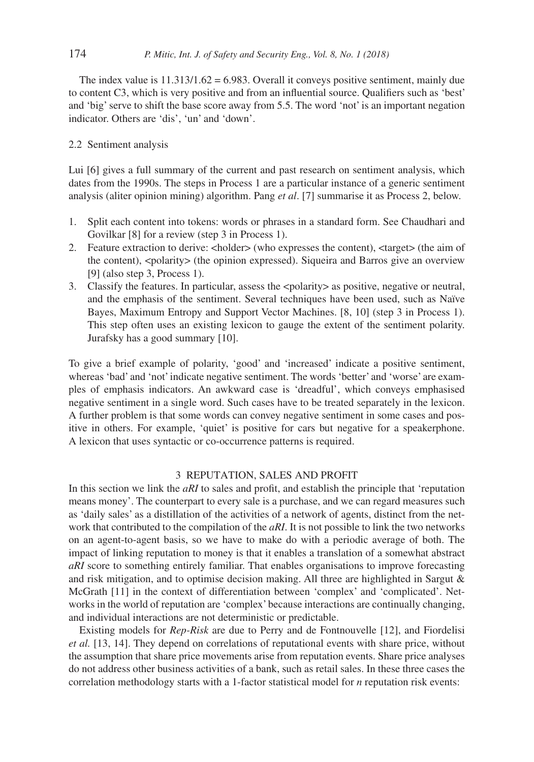The index value is 11.313/1.62 = 6.983. Overall it conveys positive sentiment, mainly due to content C3, which is very positive and from an influential source. Qualifiers such as 'best' and 'big' serve to shift the base score away from 5.5. The word 'not' is an important negation indicator. Others are 'dis', 'un' and 'down'.

### 2.2 Sentiment analysis

Lui [6] gives a full summary of the current and past research on sentiment analysis, which dates from the 1990s. The steps in Process 1 are a particular instance of a generic sentiment analysis (aliter opinion mining) algorithm. Pang *et al*. [7] summarise it as Process 2, below.

1. Split each content into tokens: words or phrases in a standard form. See Chaudhari and Govilkar [8] for a review (step 3 in Process 1).
2. Feature extraction to derive: <holder> (who expresses the content), <target> (the aim of the content), <polarity> (the opinion expressed). Siqueira and Barros give an overview [9] (also step 3, Process 1).
3. Classify the features. In particular, assess the <polarity> as positive, negative or neutral, and the emphasis of the sentiment. Several techniques have been used, such as Naïve Bayes, Maximum Entropy and Support Vector Machines. [8, 10] (step 3 in Process 1). This step often uses an existing lexicon to gauge the extent of the sentiment polarity. Jurafsky has a good summary [10].

To give a brief example of polarity, 'good' and 'increased' indicate a positive sentiment, whereas 'bad' and 'not' indicate negative sentiment. The words 'better' and 'worse' are examples of emphasis indicators. An awkward case is 'dreadful', which conveys emphasised negative sentiment in a single word. Such cases have to be treated separately in the lexicon. A further problem is that some words can convey negative sentiment in some cases and positive in others. For example, 'quiet' is positive for cars but negative for a speakerphone. A lexicon that uses syntactic or co-occurrence patterns is required.

## 3 REPUTATION, SALES AND PROFIT

In this section we link the *aRI* to sales and profit, and establish the principle that 'reputation means money'. The counterpart to every sale is a purchase, and we can regard measures such as 'daily sales' as a distillation of the activities of a network of agents, distinct from the network that contributed to the compilation of the *aRI*. It is not possible to link the two networks on an agent-to-agent basis, so we have to make do with a periodic average of both. The impact of linking reputation to money is that it enables a translation of a somewhat abstract *aRI* score to something entirely familiar. That enables organisations to improve forecasting and risk mitigation, and to optimise decision making. All three are highlighted in Sargut & McGrath [11] in the context of differentiation between 'complex' and 'complicated'. Networks in the world of reputation are 'complex' because interactions are continually changing, and individual interactions are not deterministic or predictable.

Existing models for *Rep-Risk* are due to Perry and de Fontnouvelle [12], and Fiordelisi *et al.* [13, 14]. They depend on correlations of reputational events with share price, without the assumption that share price movements arise from reputation events. Share price analyses do not address other business activities of a bank, such as retail sales. In these three cases the correlation methodology starts with a 1-factor statistical model for *n* reputation risk events: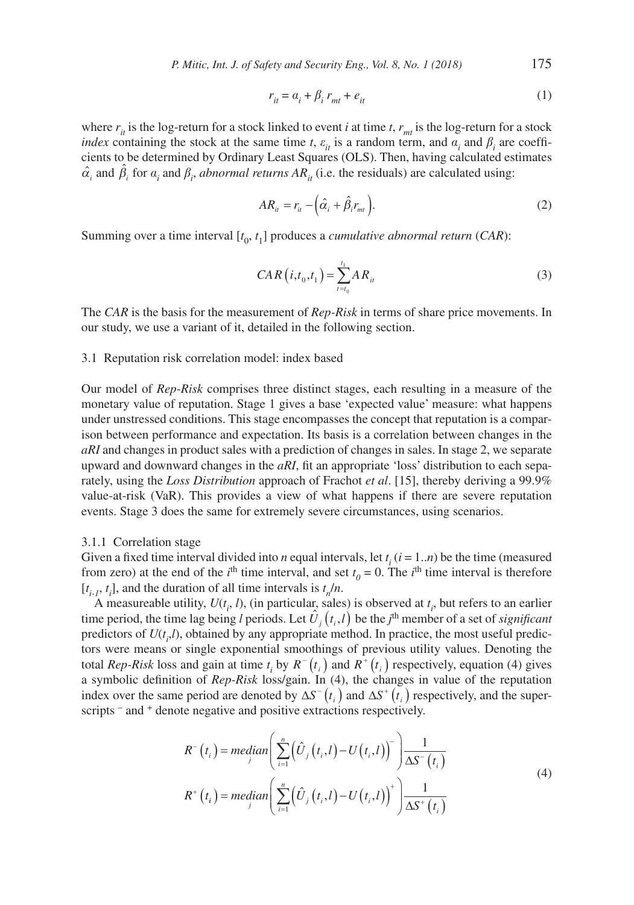$$r_{it} = a_i + \beta_i\, r_{mt} + e_{it} \tag{1}$$

where $r_{it}$ is the log-return for a stock linked to event $i$ at time $t$, $r_{mt}$ is the log-return for a stock *index* containing the stock at the same time $t$, $\varepsilon_{it}$ is a random term, and $a_i$ and $\beta_i$ are coefficients to be determined by Ordinary Least Squares (OLS). Then, having calculated estimates $\hat{\alpha}_i$ and $\hat{\beta}_i$ for $a_i$ and $\beta_i$, *abnormal returns* $AR_{it}$ (i.e. the residuals) are calculated using:

$$AR_{it} = r_{it} - \left(\hat{\alpha}_i + \hat{\beta}_i r_{mt}\right). \tag{2}$$

Summing over a time interval $[t_0, t_1]$ produces a *cumulative abnormal return* (*CAR*):

$$CAR\left(i, t_0, t_1\right) = \sum_{t=t_0}^{t_1} AR_{it} \tag{3}$$

The *CAR* is the basis for the measurement of *Rep-Risk* in terms of share price movements. In our study, we use a variant of it, detailed in the following section.

### 3.1 Reputation risk correlation model: index based

Our model of *Rep-Risk* comprises three distinct stages, each resulting in a measure of the monetary value of reputation. Stage 1 gives a base 'expected value' measure: what happens under unstressed conditions. This stage encompasses the concept that reputation is a comparison between performance and expectation. Its basis is a correlation between changes in the *aRI* and changes in product sales with a prediction of changes in sales. In stage 2, we separate upward and downward changes in the *aRI*, fit an appropriate 'loss' distribution to each separately, using the *Loss Distribution* approach of Frachot *et al*. [15], thereby deriving a 99.9% value-at-risk (VaR). This provides a view of what happens if there are severe reputation events. Stage 3 does the same for extremely severe circumstances, using scenarios.

#### 3.1.1 Correlation stage

Given a fixed time interval divided into $n$ equal intervals, let $t_i$ ($i = 1..n$) be the time (measured from zero) at the end of the $i^{th}$ time interval, and set $t_0 = 0$. The $i^{th}$ time interval is therefore $[t_{i-1}, t_i]$, and the duration of all time intervals is $t_n/n$.

A measureable utility, $U(t_i, l)$, (in particular, sales) is observed at $t_i$, but refers to an earlier time period, the time lag being $l$ periods. Let $\hat{U}_j\left(t_i, l\right)$ be the $j^{th}$ member of a set of *significant* predictors of $U(t_i,l)$, obtained by any appropriate method. In practice, the most useful predictors were means or single exponential smoothings of previous utility values. Denoting the total *Rep-Risk* loss and gain at time $t_i$ by $R^-\left(t_i\right)$ and $R^+\left(t_i\right)$ respectively, equation (4) gives a symbolic definition of *Rep-Risk* loss/gain. In (4), the changes in value of the reputation index over the same period are denoted by $\Delta S^-\left(t_i\right)$ and $\Delta S^+\left(t_i\right)$ respectively, and the superscripts $^-$ and $^+$ denote negative and positive extractions respectively.

$$\begin{aligned} R^-\left(t_i\right) &= \underset{j}{median}\left(\sum_{i=1}^{n}\left(\hat{U}_j\left(t_i, l\right) - U\left(t_i, l\right)\right)^-\right)\frac{1}{\Delta S^-\left(t_i\right)} \\ R^+\left(t_i\right) &= \underset{j}{median}\left(\sum_{i=1}^{n}\left(\hat{U}_j\left(t_i, l\right) - U\left(t_i, l\right)\right)^+\right)\frac{1}{\Delta S^+\left(t_i\right)} \end{aligned} \tag{4}$$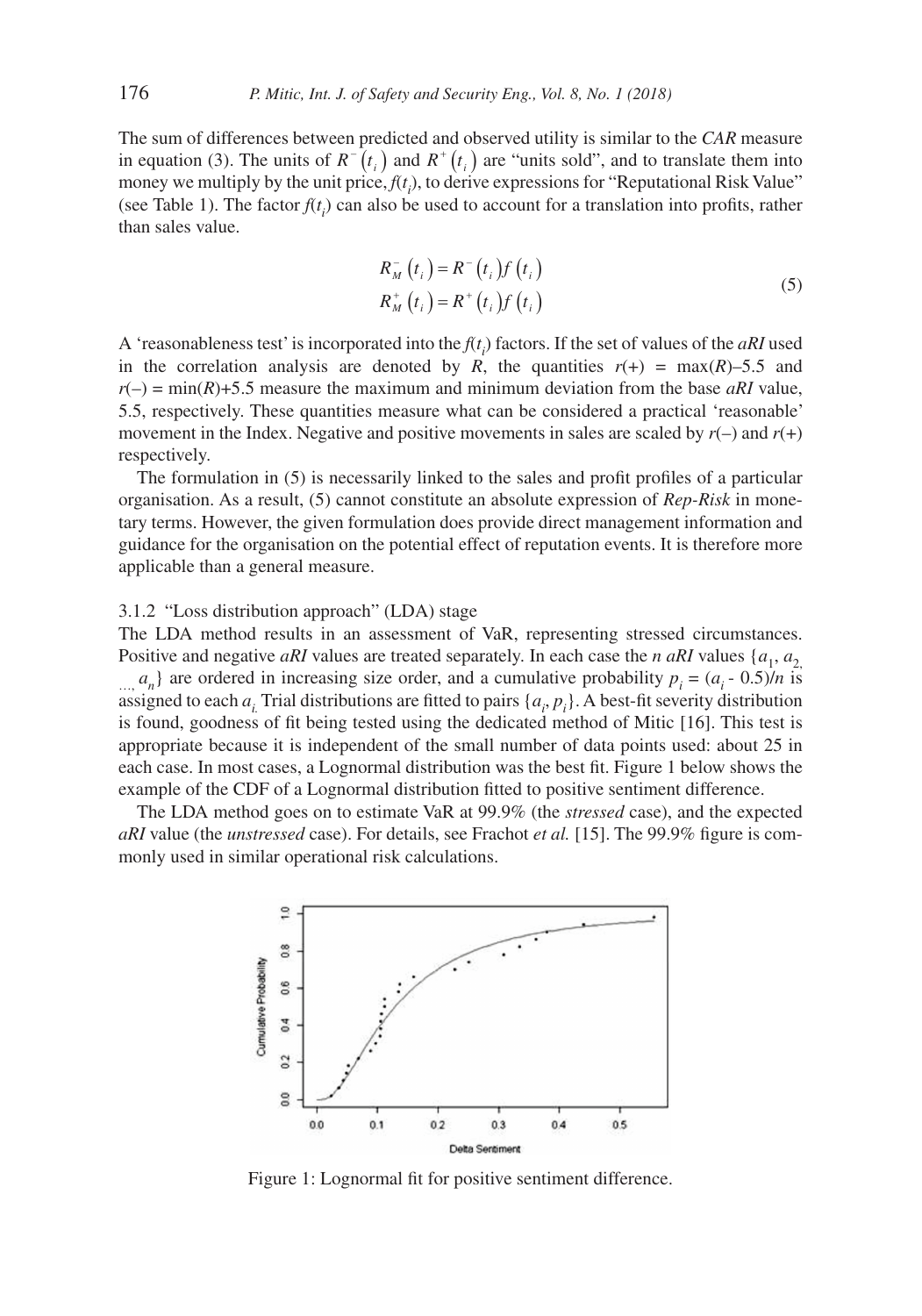The sum of differences between predicted and observed utility is similar to the *CAR* measure in equation (3). The units of $R^-(t_i)$ and $R^+(t_i)$ are "units sold", and to translate them into money we multiply by the unit price, $f(t_i)$, to derive expressions for "Reputational Risk Value" (see Table 1). The factor $f(t_i)$ can also be used to account for a translation into profits, rather than sales value.

$$
\begin{aligned}
R_M^-(t_i) &= R^-(t_i)f(t_i) \\
R_M^+(t_i) &= R^+(t_i)f(t_i)
\end{aligned}
\tag{5}
$$

A 'reasonableness test' is incorporated into the $f(t_i)$ factors. If the set of values of the *aRI* used in the correlation analysis are denoted by $R$, the quantities $r(+) = \max(R) - 5.5$ and $r(-) = \min(R) + 5.5$ measure the maximum and minimum deviation from the base *aRI* value, 5.5, respectively. These quantities measure what can be considered a practical 'reasonable' movement in the Index. Negative and positive movements in sales are scaled by $r(-)$ and $r(+)$ respectively.

The formulation in (5) is necessarily linked to the sales and profit profiles of a particular organisation. As a result, (5) cannot constitute an absolute expression of *Rep-Risk* in monetary terms. However, the given formulation does provide direct management information and guidance for the organisation on the potential effect of reputation events. It is therefore more applicable than a general measure.

### 3.1.2 "Loss distribution approach" (LDA) stage

The LDA method results in an assessment of VaR, representing stressed circumstances. Positive and negative *aRI* values are treated separately. In each case the *n aRI* values $\{a_1, a_2, \ldots, a_n\}$ are ordered in increasing size order, and a cumulative probability $p_i = (a_i - 0.5)/n$ is assigned to each $a_i$. Trial distributions are fitted to pairs $\{a_i, p_i\}$. A best-fit severity distribution is found, goodness of fit being tested using the dedicated method of Mitic [16]. This test is appropriate because it is independent of the small number of data points used: about 25 in each case. In most cases, a Lognormal distribution was the best fit. Figure 1 below shows the example of the CDF of a Lognormal distribution fitted to positive sentiment difference.

The LDA method goes on to estimate VaR at 99.9% (the *stressed* case), and the expected *aRI* value (the *unstressed* case). For details, see Frachot *et al.* [15]. The 99.9% figure is commonly used in similar operational risk calculations.

Cumulative Probability
0.0
0.2
0.4
0.6
0.8
1.0
0.0
0.1
0.2
0.3
0.4
0.5
Delta Sentiment

Figure 1: Lognormal fit for positive sentiment difference.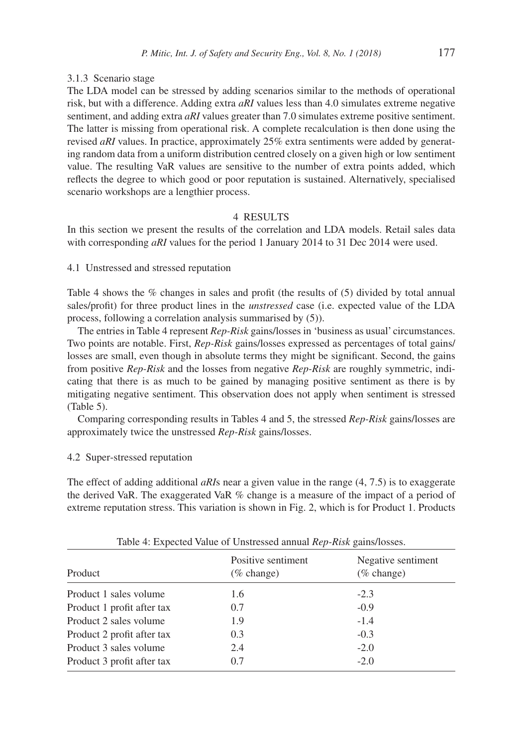#### 3.1.3 Scenario stage

The LDA model can be stressed by adding scenarios similar to the methods of operational risk, but with a difference. Adding extra *aRI* values less than 4.0 simulates extreme negative sentiment, and adding extra *aRI* values greater than 7.0 simulates extreme positive sentiment. The latter is missing from operational risk. A complete recalculation is then done using the revised *aRI* values. In practice, approximately 25% extra sentiments were added by generating random data from a uniform distribution centred closely on a given high or low sentiment value. The resulting VaR values are sensitive to the number of extra points added, which reflects the degree to which good or poor reputation is sustained. Alternatively, specialised scenario workshops are a lengthier process.

## 4 RESULTS

In this section we present the results of the correlation and LDA models. Retail sales data with corresponding *aRI* values for the period 1 January 2014 to 31 Dec 2014 were used.

### 4.1 Unstressed and stressed reputation

Table 4 shows the % changes in sales and profit (the results of (5) divided by total annual sales/profit) for three product lines in the *unstressed* case (i.e. expected value of the LDA process, following a correlation analysis summarised by (5)).

The entries in Table 4 represent *Rep-Risk* gains/losses in 'business as usual' circumstances. Two points are notable. First, *Rep-Risk* gains/losses expressed as percentages of total gains/losses are small, even though in absolute terms they might be significant. Second, the gains from positive *Rep-Risk* and the losses from negative *Rep-Risk* are roughly symmetric, indicating that there is as much to be gained by managing positive sentiment as there is by mitigating negative sentiment. This observation does not apply when sentiment is stressed (Table 5).

Comparing corresponding results in Tables 4 and 5, the stressed *Rep-Risk* gains/losses are approximately twice the unstressed *Rep-Risk* gains/losses.

### 4.2 Super-stressed reputation

The effect of adding additional *aRI*s near a given value in the range (4, 7.5) is to exaggerate the derived VaR. The exaggerated VaR % change is a measure of the impact of a period of extreme reputation stress. This variation is shown in Fig. 2, which is for Product 1. Products

Table 4: Expected Value of Unstressed annual *Rep-Risk* gains/losses.

| Product | Positive sentiment (% change) | Negative sentiment (% change) |
|---|---|---|
| Product 1 sales volume | 1.6 | -2.3 |
| Product 1 profit after tax | 0.7 | -0.9 |
| Product 2 sales volume | 1.9 | -1.4 |
| Product 2 profit after tax | 0.3 | -0.3 |
| Product 3 sales volume | 2.4 | -2.0 |
| Product 3 profit after tax | 0.7 | -2.0 |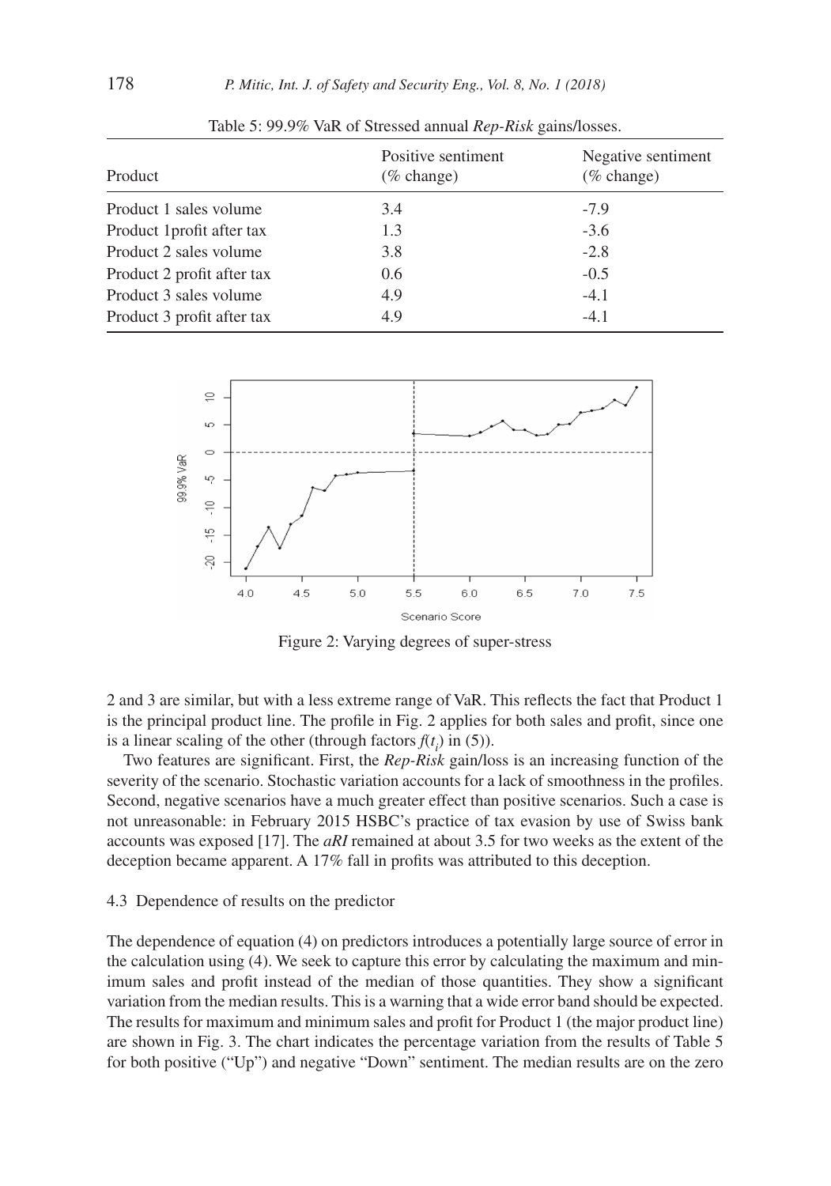Table 5: 99.9% VaR of Stressed annual *Rep-Risk* gains/losses.

| Product | Positive sentiment (% change) | Negative sentiment (% change) |
|---|---|---|
| Product 1 sales volume | 3.4 | -7.9 |
| Product 1profit after tax | 1.3 | -3.6 |
| Product 2 sales volume | 3.8 | -2.8 |
| Product 2 profit after tax | 0.6 | -0.5 |
| Product 3 sales volume | 4.9 | -4.1 |
| Product 3 profit after tax | 4.9 | -4.1 |

99.9% VaR

10
5
0
-5
-10
-15
-20

4.0 4.5 5.0 5.5 6.0 6.5 7.0 7.5

Scenario Score

Figure 2: Varying degrees of super-stress

2 and 3 are similar, but with a less extreme range of VaR. This reflects the fact that Product 1 is the principal product line. The profile in Fig. 2 applies for both sales and profit, since one is a linear scaling of the other (through factors $f(t_i)$ in (5)).

Two features are significant. First, the *Rep-Risk* gain/loss is an increasing function of the severity of the scenario. Stochastic variation accounts for a lack of smoothness in the profiles. Second, negative scenarios have a much greater effect than positive scenarios. Such a case is not unreasonable: in February 2015 HSBC's practice of tax evasion by use of Swiss bank accounts was exposed [17]. The *aRI* remained at about 3.5 for two weeks as the extent of the deception became apparent. A 17% fall in profits was attributed to this deception.

### 4.3 Dependence of results on the predictor

The dependence of equation (4) on predictors introduces a potentially large source of error in the calculation using (4). We seek to capture this error by calculating the maximum and minimum sales and profit instead of the median of those quantities. They show a significant variation from the median results. This is a warning that a wide error band should be expected. The results for maximum and minimum sales and profit for Product 1 (the major product line) are shown in Fig. 3. The chart indicates the percentage variation from the results of Table 5 for both positive ("Up") and negative "Down" sentiment. The median results are on the zero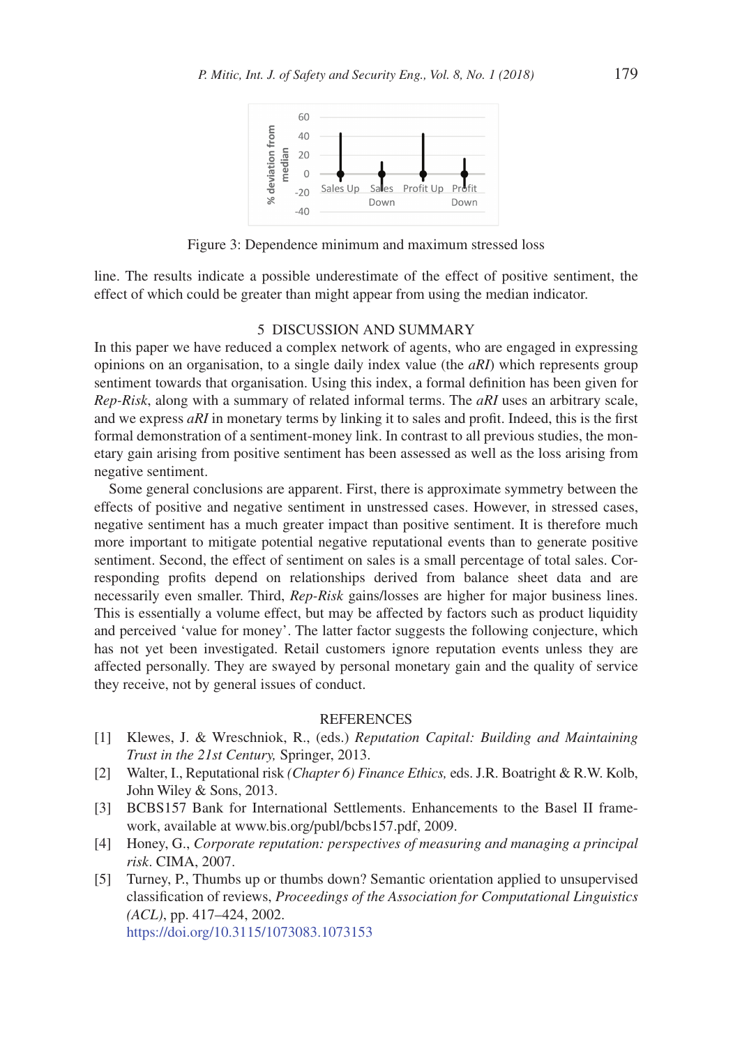% deviation from median

60

40

20

0

-20

-40

Sales Up

Sales Down

Profit Up

Profit Down

Figure 3: Dependence minimum and maximum stressed loss

line. The results indicate a possible underestimate of the effect of positive sentiment, the effect of which could be greater than might appear from using the median indicator.

## 5 DISCUSSION AND SUMMARY

In this paper we have reduced a complex network of agents, who are engaged in expressing opinions on an organisation, to a single daily index value (the *aRI*) which represents group sentiment towards that organisation. Using this index, a formal definition has been given for *Rep-Risk*, along with a summary of related informal terms. The *aRI* uses an arbitrary scale, and we express *aRI* in monetary terms by linking it to sales and profit. Indeed, this is the first formal demonstration of a sentiment-money link. In contrast to all previous studies, the monetary gain arising from positive sentiment has been assessed as well as the loss arising from negative sentiment.

Some general conclusions are apparent. First, there is approximate symmetry between the effects of positive and negative sentiment in unstressed cases. However, in stressed cases, negative sentiment has a much greater impact than positive sentiment. It is therefore much more important to mitigate potential negative reputational events than to generate positive sentiment. Second, the effect of sentiment on sales is a small percentage of total sales. Corresponding profits depend on relationships derived from balance sheet data and are necessarily even smaller. Third, *Rep-Risk* gains/losses are higher for major business lines. This is essentially a volume effect, but may be affected by factors such as product liquidity and perceived 'value for money'. The latter factor suggests the following conjecture, which has not yet been investigated. Retail customers ignore reputation events unless they are affected personally. They are swayed by personal monetary gain and the quality of service they receive, not by general issues of conduct.

## REFERENCES

[1] Klewes, J. & Wreschniok, R., (eds.) *Reputation Capital: Building and Maintaining Trust in the 21st Century,* Springer, 2013.

[2] Walter, I., Reputational risk *(Chapter 6) Finance Ethics,* eds. J.R. Boatright & R.W. Kolb, John Wiley & Sons, 2013.

[3] BCBS157 Bank for International Settlements. Enhancements to the Basel II framework, available at www.bis.org/publ/bcbs157.pdf, 2009.

[4] Honey, G., *Corporate reputation: perspectives of measuring and managing a principal risk*. CIMA, 2007.

[5] Turney, P., Thumbs up or thumbs down? Semantic orientation applied to unsupervised classification of reviews, *Proceedings of the Association for Computational Linguistics (ACL)*, pp. 417–424, 2002. https://doi.org/10.3115/1073083.1073153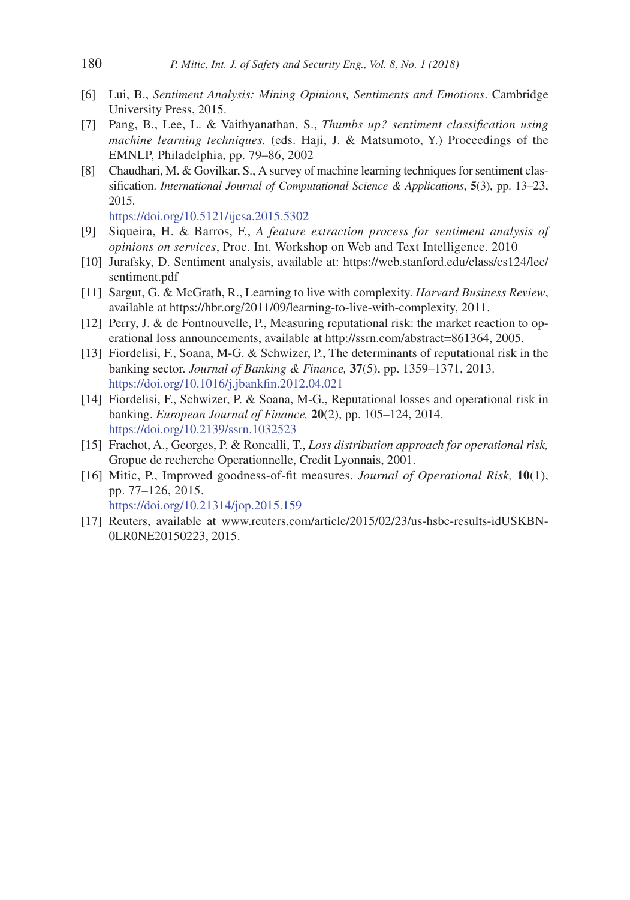[6] Lui, B., *Sentiment Analysis: Mining Opinions, Sentiments and Emotions*. Cambridge University Press, 2015.

[7] Pang, B., Lee, L. & Vaithyanathan, S., *Thumbs up? sentiment classification using machine learning techniques.* (eds. Haji, J. & Matsumoto, Y.) Proceedings of the EMNLP, Philadelphia, pp. 79–86, 2002

[8] Chaudhari, M. & Govilkar, S., A survey of machine learning techniques for sentiment classification. *International Journal of Computational Science & Applications*, **5**(3), pp. 13–23, 2015. https://doi.org/10.5121/ijcsa.2015.5302

[9] Siqueira, H. & Barros, F., *A feature extraction process for sentiment analysis of opinions on services*, Proc. Int. Workshop on Web and Text Intelligence. 2010

[10] Jurafsky, D. Sentiment analysis, available at: https://web.stanford.edu/class/cs124/lec/sentiment.pdf

[11] Sargut, G. & McGrath, R., Learning to live with complexity. *Harvard Business Review*, available at https://hbr.org/2011/09/learning-to-live-with-complexity, 2011.

[12] Perry, J. & de Fontnouvelle, P., Measuring reputational risk: the market reaction to operational loss announcements, available at http://ssrn.com/abstract=861364, 2005.

[13] Fiordelisi, F., Soana, M-G. & Schwizer, P., The determinants of reputational risk in the banking sector. *Journal of Banking & Finance,* **37**(5), pp. 1359–1371, 2013. https://doi.org/10.1016/j.jbankfin.2012.04.021

[14] Fiordelisi, F., Schwizer, P. & Soana, M-G., Reputational losses and operational risk in banking. *European Journal of Finance,* **20**(2), pp. 105–124, 2014. https://doi.org/10.2139/ssrn.1032523

[15] Frachot, A., Georges, P. & Roncalli, T., *Loss distribution approach for operational risk,* Gropue de recherche Operationnelle, Credit Lyonnais, 2001.

[16] Mitic, P., Improved goodness-of-fit measures. *Journal of Operational Risk,* **10**(1), pp. 77–126, 2015. https://doi.org/10.21314/jop.2015.159

[17] Reuters, available at www.reuters.com/article/2015/02/23/us-hsbc-results-idUSKBN0LR0NE20150223, 2015.